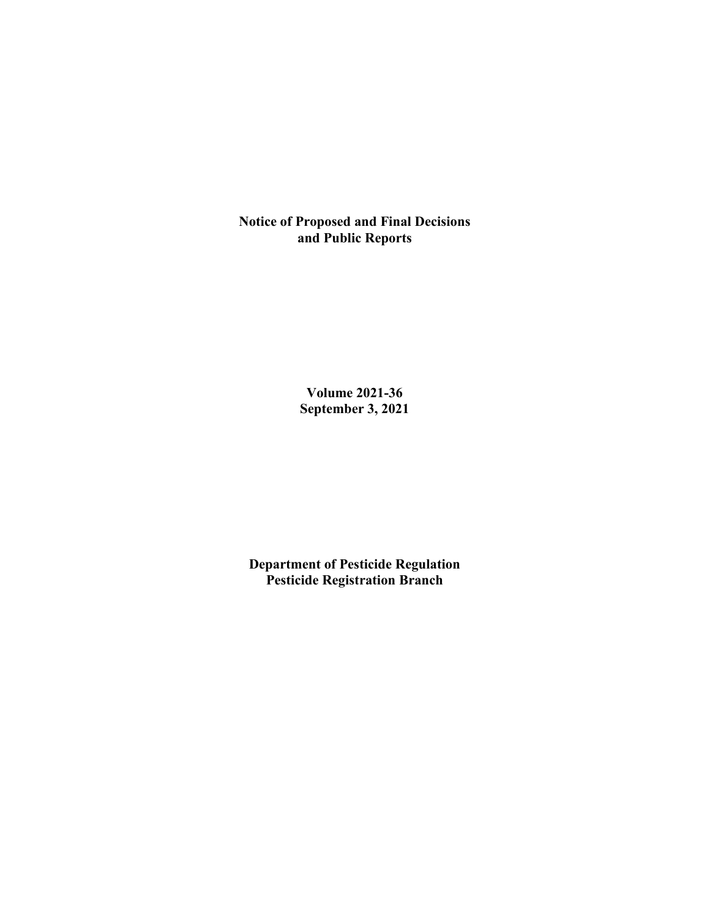# Notice of Proposed and Final Decisions and Public Reports

**Volume 2021-36**
**September 3, 2021**

**Department of Pesticide Regulation**
**Pesticide Registration Branch**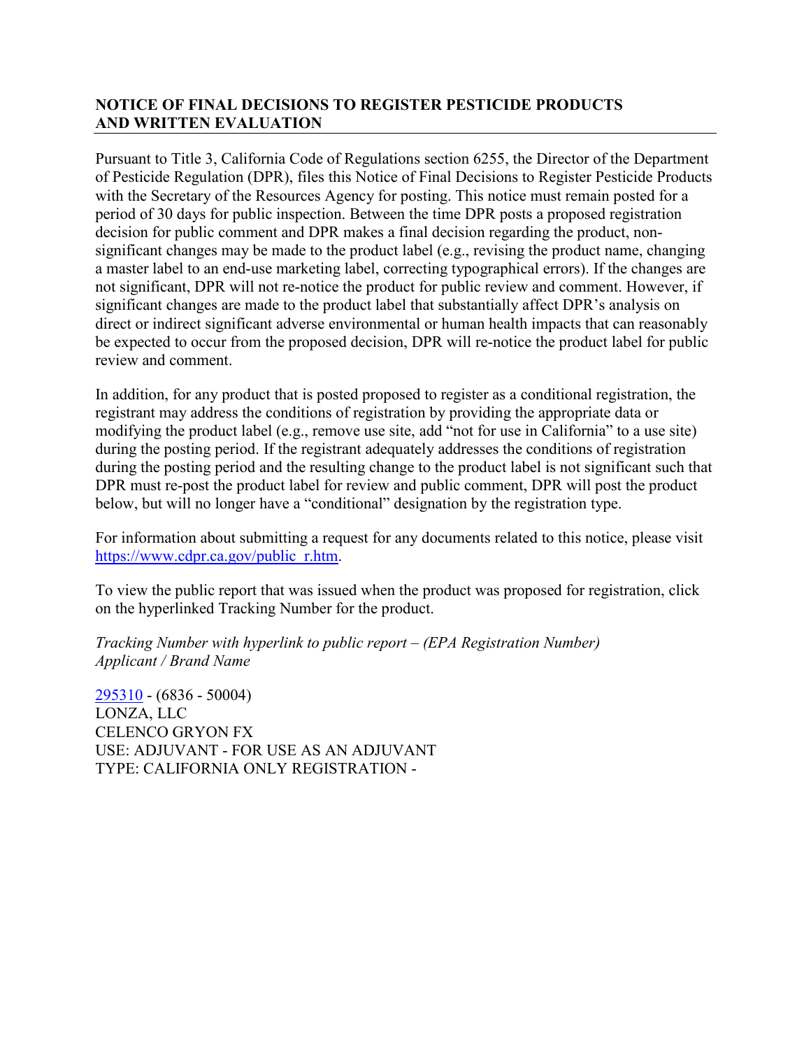## NOTICE OF FINAL DECISIONS TO REGISTER PESTICIDE PRODUCTS AND WRITTEN EVALUATION

Pursuant to Title 3, California Code of Regulations section 6255, the Director of the Department of Pesticide Regulation (DPR), files this Notice of Final Decisions to Register Pesticide Products with the Secretary of the Resources Agency for posting. This notice must remain posted for a period of 30 days for public inspection. Between the time DPR posts a proposed registration decision for public comment and DPR makes a final decision regarding the product, non-significant changes may be made to the product label (e.g., revising the product name, changing a master label to an end-use marketing label, correcting typographical errors). If the changes are not significant, DPR will not re-notice the product for public review and comment. However, if significant changes are made to the product label that substantially affect DPR's analysis on direct or indirect significant adverse environmental or human health impacts that can reasonably be expected to occur from the proposed decision, DPR will re-notice the product label for public review and comment.

In addition, for any product that is posted proposed to register as a conditional registration, the registrant may address the conditions of registration by providing the appropriate data or modifying the product label (e.g., remove use site, add "not for use in California" to a use site) during the posting period. If the registrant adequately addresses the conditions of registration during the posting period and the resulting change to the product label is not significant such that DPR must re-post the product label for review and public comment, DPR will post the product below, but will no longer have a "conditional" designation by the registration type.

For information about submitting a request for any documents related to this notice, please visit https://www.cdpr.ca.gov/public_r.htm.

To view the public report that was issued when the product was proposed for registration, click on the hyperlinked Tracking Number for the product.

*Tracking Number with hyperlink to public report – (EPA Registration Number)*
*Applicant / Brand Name*

295310 - (6836 - 50004)
LONZA, LLC
CELENCO GRYON FX
USE: ADJUVANT - FOR USE AS AN ADJUVANT
TYPE: CALIFORNIA ONLY REGISTRATION -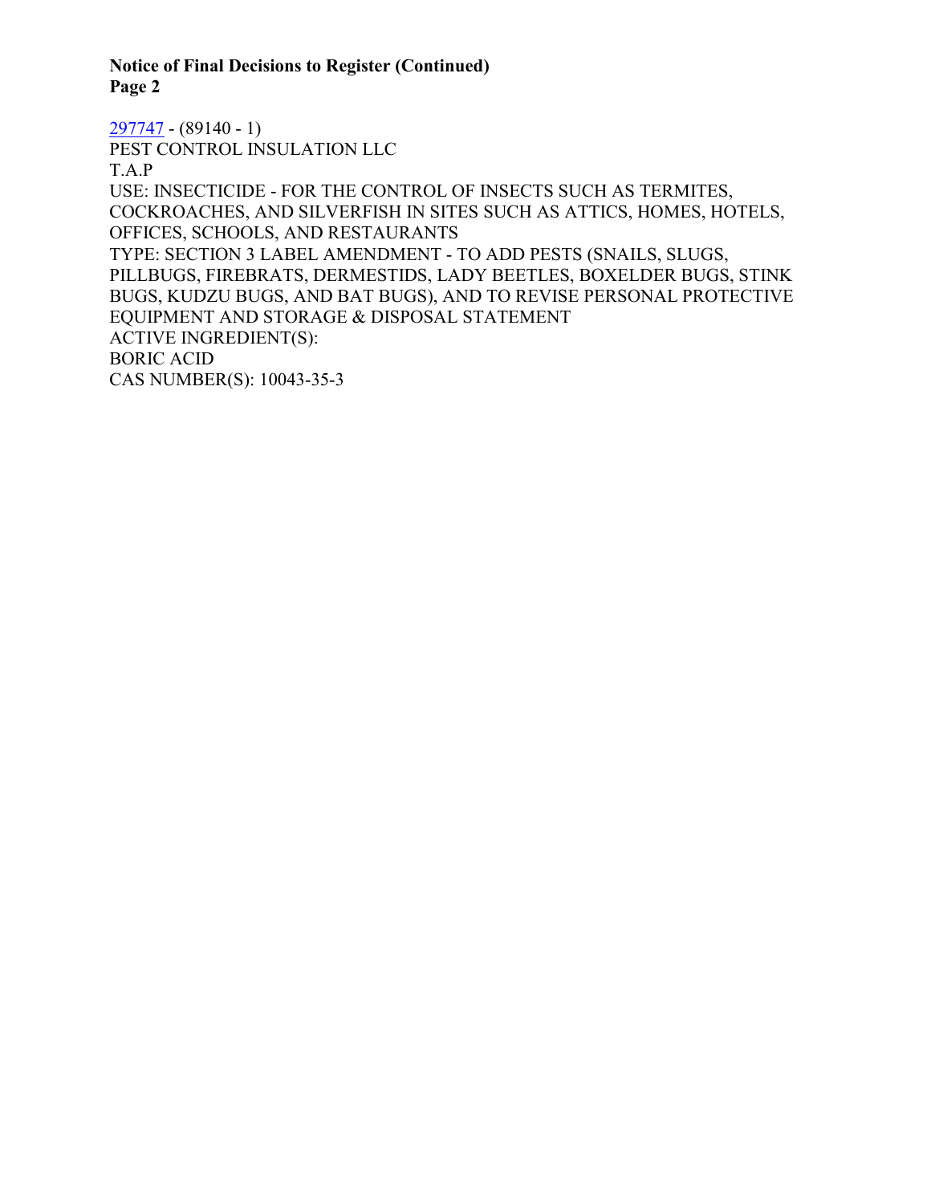**Notice of Final Decisions to Register (Continued)**
**Page 2**

297747 - (89140 - 1)
PEST CONTROL INSULATION LLC
T.A.P
USE: INSECTICIDE - FOR THE CONTROL OF INSECTS SUCH AS TERMITES, COCKROACHES, AND SILVERFISH IN SITES SUCH AS ATTICS, HOMES, HOTELS, OFFICES, SCHOOLS, AND RESTAURANTS
TYPE: SECTION 3 LABEL AMENDMENT - TO ADD PESTS (SNAILS, SLUGS, PILLBUGS, FIREBRATS, DERMESTIDS, LADY BEETLES, BOXELDER BUGS, STINK BUGS, KUDZU BUGS, AND BAT BUGS), AND TO REVISE PERSONAL PROTECTIVE EQUIPMENT AND STORAGE & DISPOSAL STATEMENT
ACTIVE INGREDIENT(S):
BORIC ACID
CAS NUMBER(S): 10043-35-3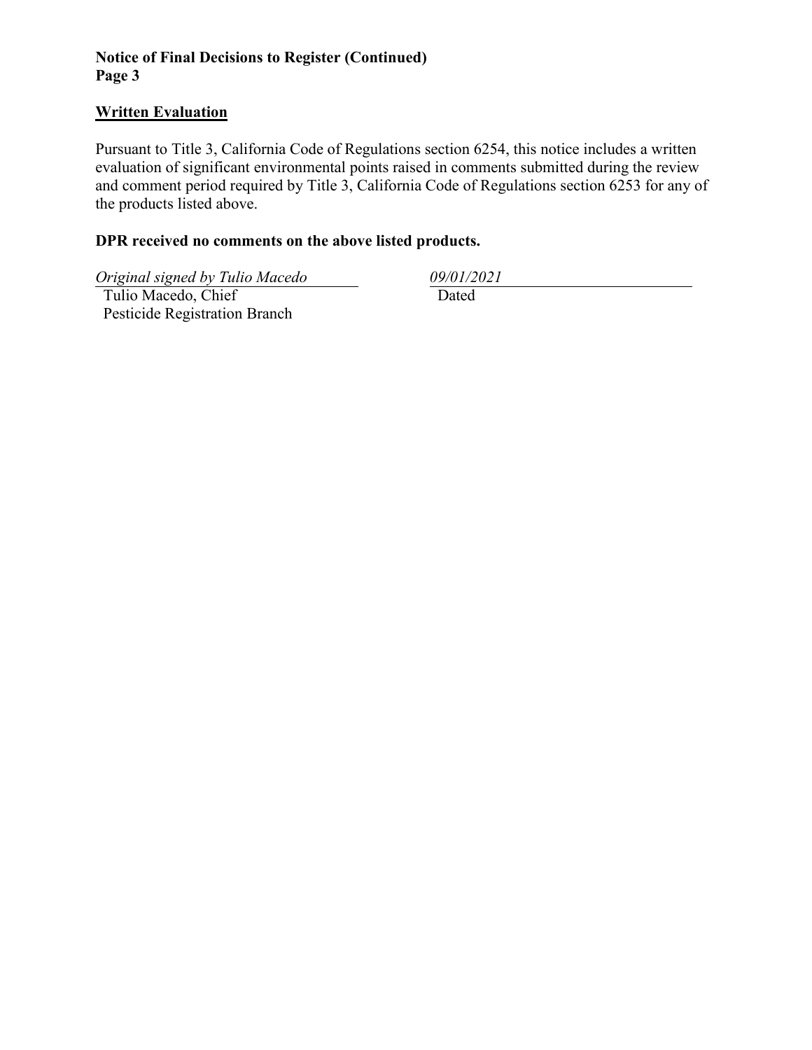## Written Evaluation

Pursuant to Title 3, California Code of Regulations section 6254, this notice includes a written evaluation of significant environmental points raised in comments submitted during the review and comment period required by Title 3, California Code of Regulations section 6253 for any of the products listed above.

**DPR received no comments on the above listed products.**

| *Original signed by Tulio Macedo* | *09/01/2021* |
| --- | --- |
| Tulio Macedo, Chief<br>Pesticide Registration Branch | Dated |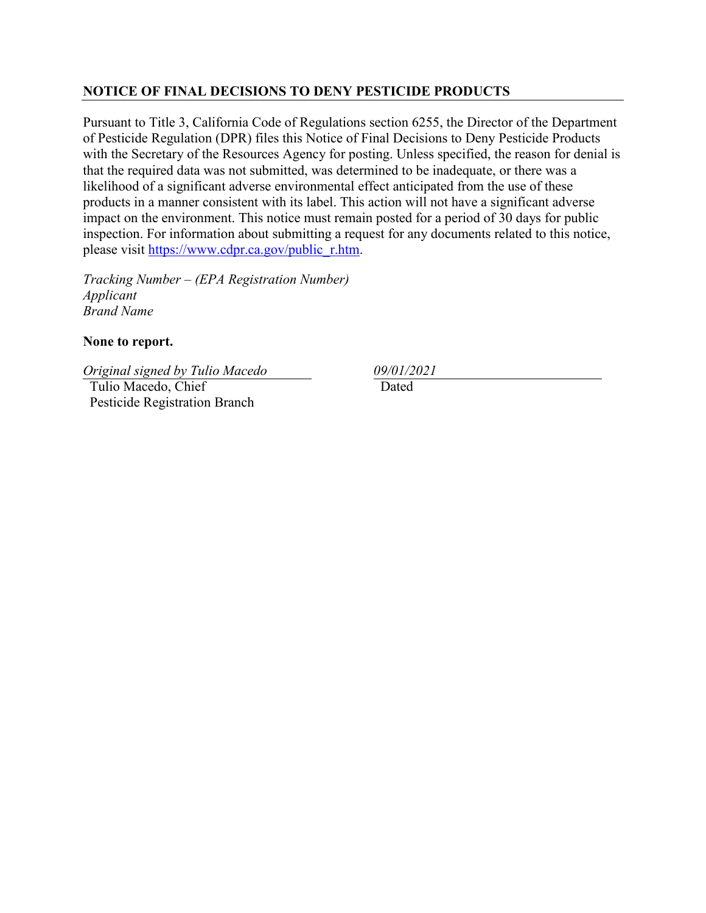## NOTICE OF FINAL DECISIONS TO DENY PESTICIDE PRODUCTS

Pursuant to Title 3, California Code of Regulations section 6255, the Director of the Department of Pesticide Regulation (DPR) files this Notice of Final Decisions to Deny Pesticide Products with the Secretary of the Resources Agency for posting. Unless specified, the reason for denial is that the required data was not submitted, was determined to be inadequate, or there was a likelihood of a significant adverse environmental effect anticipated from the use of these products in a manner consistent with its label. This action will not have a significant adverse impact on the environment. This notice must remain posted for a period of 30 days for public inspection. For information about submitting a request for any documents related to this notice, please visit https://www.cdpr.ca.gov/public_r.htm.

*Tracking Number – (EPA Registration Number)*
*Applicant*
*Brand Name*

**None to report.**

*Original signed by Tulio Macedo*
Tulio Macedo, Chief
Pesticide Registration Branch

*09/01/2021*
Dated